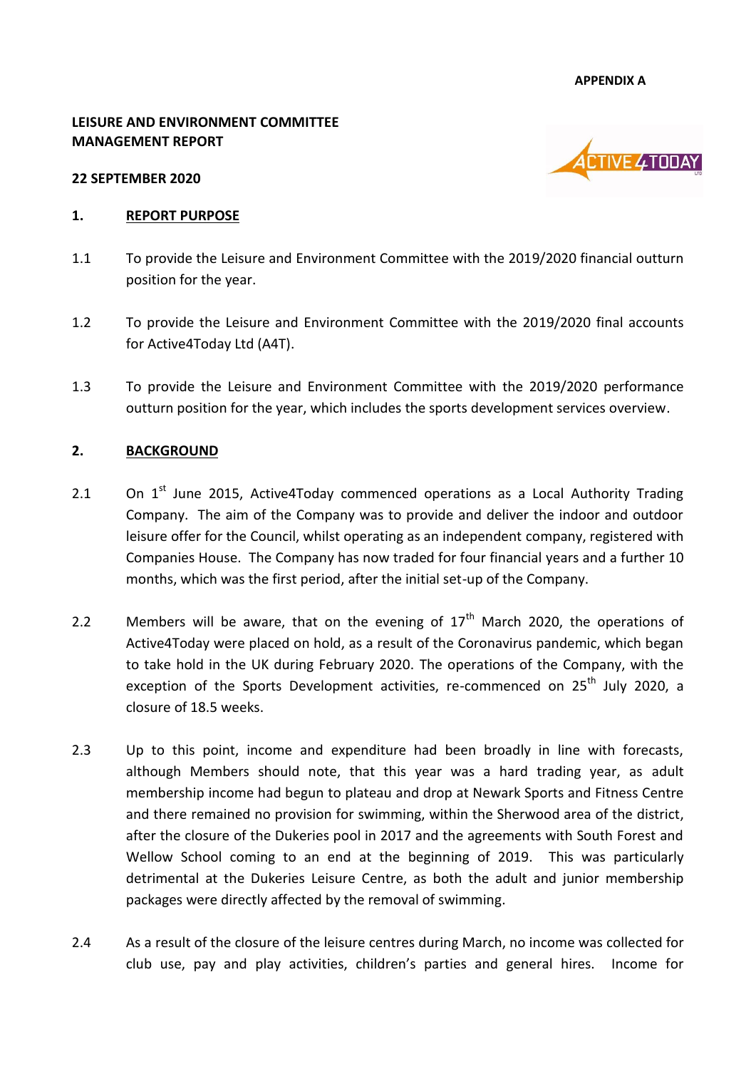**APPENDIX A**

**LEISURE AND ENVIRONMENT COMMITTEE**
**MANAGEMENT REPORT**

**22 SEPTEMBER 2020**

## 1. REPORT PURPOSE

1.1 To provide the Leisure and Environment Committee with the 2019/2020 financial outturn position for the year.

1.2 To provide the Leisure and Environment Committee with the 2019/2020 final accounts for Active4Today Ltd (A4T).

1.3 To provide the Leisure and Environment Committee with the 2019/2020 performance outturn position for the year, which includes the sports development services overview.

## 2. BACKGROUND

2.1 On 1st June 2015, Active4Today commenced operations as a Local Authority Trading Company. The aim of the Company was to provide and deliver the indoor and outdoor leisure offer for the Council, whilst operating as an independent company, registered with Companies House. The Company has now traded for four financial years and a further 10 months, which was the first period, after the initial set-up of the Company.

2.2 Members will be aware, that on the evening of 17th March 2020, the operations of Active4Today were placed on hold, as a result of the Coronavirus pandemic, which began to take hold in the UK during February 2020. The operations of the Company, with the exception of the Sports Development activities, re-commenced on 25th July 2020, a closure of 18.5 weeks.

2.3 Up to this point, income and expenditure had been broadly in line with forecasts, although Members should note, that this year was a hard trading year, as adult membership income had begun to plateau and drop at Newark Sports and Fitness Centre and there remained no provision for swimming, within the Sherwood area of the district, after the closure of the Dukeries pool in 2017 and the agreements with South Forest and Wellow School coming to an end at the beginning of 2019. This was particularly detrimental at the Dukeries Leisure Centre, as both the adult and junior membership packages were directly affected by the removal of swimming.

2.4 As a result of the closure of the leisure centres during March, no income was collected for club use, pay and play activities, children's parties and general hires. Income for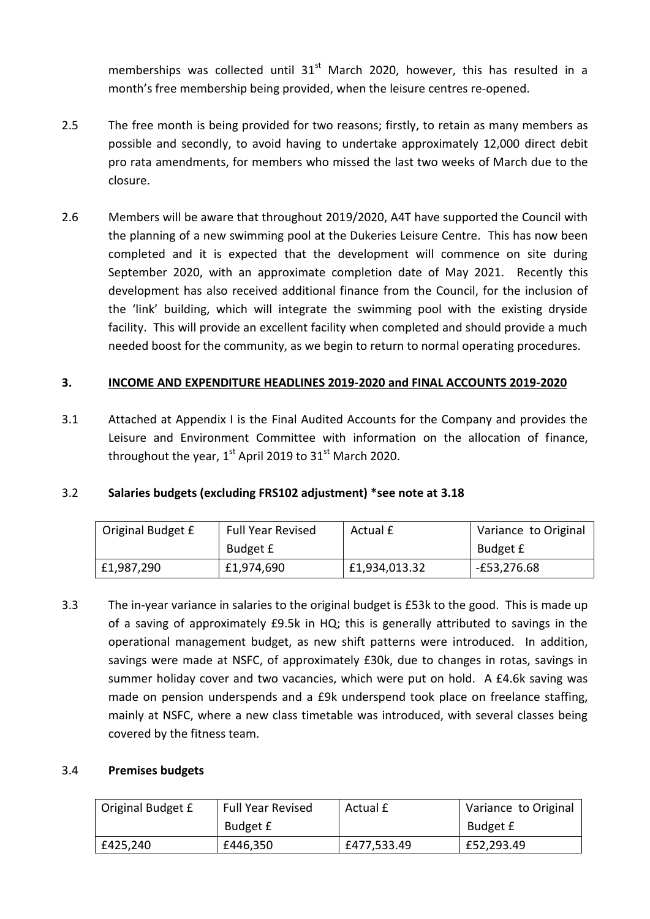memberships was collected until 31st March 2020, however, this has resulted in a month's free membership being provided, when the leisure centres re-opened.

2.5 The free month is being provided for two reasons; firstly, to retain as many members as possible and secondly, to avoid having to undertake approximately 12,000 direct debit pro rata amendments, for members who missed the last two weeks of March due to the closure.

2.6 Members will be aware that throughout 2019/2020, A4T have supported the Council with the planning of a new swimming pool at the Dukeries Leisure Centre. This has now been completed and it is expected that the development will commence on site during September 2020, with an approximate completion date of May 2021. Recently this development has also received additional finance from the Council, for the inclusion of the 'link' building, which will integrate the swimming pool with the existing dryside facility. This will provide an excellent facility when completed and should provide a much needed boost for the community, as we begin to return to normal operating procedures.

## 3. INCOME AND EXPENDITURE HEADLINES 2019-2020 and FINAL ACCOUNTS 2019-2020

3.1 Attached at Appendix I is the Final Audited Accounts for the Company and provides the Leisure and Environment Committee with information on the allocation of finance, throughout the year, 1st April 2019 to 31st March 2020.

3.2 **Salaries budgets (excluding FRS102 adjustment) *see note at 3.18**

| Original Budget £ | Full Year Revised Budget £ | Actual £ | Variance to Original Budget £ |
|---|---|---|---|
| £1,987,290 | £1,974,690 | £1,934,013.32 | -£53,276.68 |

3.3 The in-year variance in salaries to the original budget is £53k to the good. This is made up of a saving of approximately £9.5k in HQ; this is generally attributed to savings in the operational management budget, as new shift patterns were introduced. In addition, savings were made at NSFC, of approximately £30k, due to changes in rotas, savings in summer holiday cover and two vacancies, which were put on hold. A £4.6k saving was made on pension underspends and a £9k underspend took place on freelance staffing, mainly at NSFC, where a new class timetable was introduced, with several classes being covered by the fitness team.

3.4 **Premises budgets**

| Original Budget £ | Full Year Revised Budget £ | Actual £ | Variance to Original Budget £ |
|---|---|---|---|
| £425,240 | £446,350 | £477,533.49 | £52,293.49 |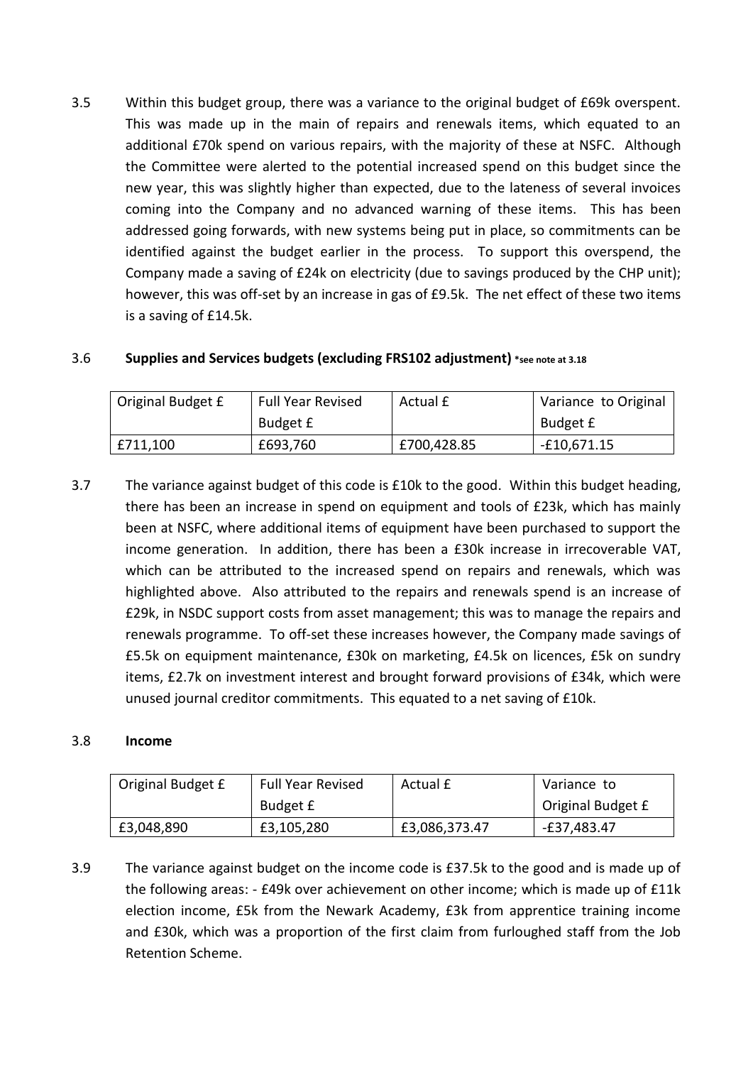3.5 Within this budget group, there was a variance to the original budget of £69k overspent. This was made up in the main of repairs and renewals items, which equated to an additional £70k spend on various repairs, with the majority of these at NSFC. Although the Committee were alerted to the potential increased spend on this budget since the new year, this was slightly higher than expected, due to the lateness of several invoices coming into the Company and no advanced warning of these items. This has been addressed going forwards, with new systems being put in place, so commitments can be identified against the budget earlier in the process. To support this overspend, the Company made a saving of £24k on electricity (due to savings produced by the CHP unit); however, this was off-set by an increase in gas of £9.5k. The net effect of these two items is a saving of £14.5k.

3.6 **Supplies and Services budgets (excluding FRS102 adjustment) \*see note at 3.18**

| Original Budget £ | Full Year Revised Budget £ | Actual £ | Variance to Original Budget £ |
|---|---|---|---|
| £711,100 | £693,760 | £700,428.85 | -£10,671.15 |

3.7 The variance against budget of this code is £10k to the good. Within this budget heading, there has been an increase in spend on equipment and tools of £23k, which has mainly been at NSFC, where additional items of equipment have been purchased to support the income generation. In addition, there has been a £30k increase in irrecoverable VAT, which can be attributed to the increased spend on repairs and renewals, which was highlighted above. Also attributed to the repairs and renewals spend is an increase of £29k, in NSDC support costs from asset management; this was to manage the repairs and renewals programme. To off-set these increases however, the Company made savings of £5.5k on equipment maintenance, £30k on marketing, £4.5k on licences, £5k on sundry items, £2.7k on investment interest and brought forward provisions of £34k, which were unused journal creditor commitments. This equated to a net saving of £10k.

3.8 **Income**

| Original Budget £ | Full Year Revised Budget £ | Actual £ | Variance to Original Budget £ |
|---|---|---|---|
| £3,048,890 | £3,105,280 | £3,086,373.47 | -£37,483.47 |

3.9 The variance against budget on the income code is £37.5k to the good and is made up of the following areas: - £49k over achievement on other income; which is made up of £11k election income, £5k from the Newark Academy, £3k from apprentice training income and £30k, which was a proportion of the first claim from furloughed staff from the Job Retention Scheme.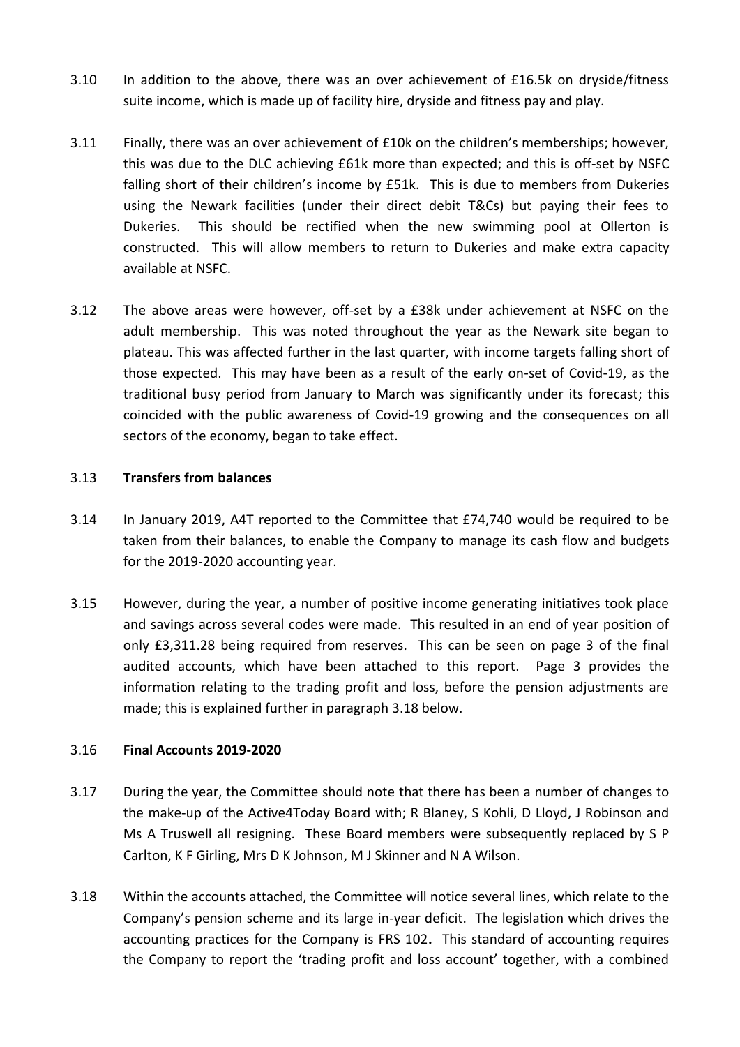3.10 In addition to the above, there was an over achievement of £16.5k on dryside/fitness suite income, which is made up of facility hire, dryside and fitness pay and play.

3.11 Finally, there was an over achievement of £10k on the children's memberships; however, this was due to the DLC achieving £61k more than expected; and this is off-set by NSFC falling short of their children's income by £51k. This is due to members from Dukeries using the Newark facilities (under their direct debit T&Cs) but paying their fees to Dukeries. This should be rectified when the new swimming pool at Ollerton is constructed. This will allow members to return to Dukeries and make extra capacity available at NSFC.

3.12 The above areas were however, off-set by a £38k under achievement at NSFC on the adult membership. This was noted throughout the year as the Newark site began to plateau. This was affected further in the last quarter, with income targets falling short of those expected. This may have been as a result of the early on-set of Covid-19, as the traditional busy period from January to March was significantly under its forecast; this coincided with the public awareness of Covid-19 growing and the consequences on all sectors of the economy, began to take effect.

3.13 **Transfers from balances**

3.14 In January 2019, A4T reported to the Committee that £74,740 would be required to be taken from their balances, to enable the Company to manage its cash flow and budgets for the 2019-2020 accounting year.

3.15 However, during the year, a number of positive income generating initiatives took place and savings across several codes were made. This resulted in an end of year position of only £3,311.28 being required from reserves. This can be seen on page 3 of the final audited accounts, which have been attached to this report. Page 3 provides the information relating to the trading profit and loss, before the pension adjustments are made; this is explained further in paragraph 3.18 below.

3.16 **Final Accounts 2019-2020**

3.17 During the year, the Committee should note that there has been a number of changes to the make-up of the Active4Today Board with; R Blaney, S Kohli, D Lloyd, J Robinson and Ms A Truswell all resigning. These Board members were subsequently replaced by S P Carlton, K F Girling, Mrs D K Johnson, M J Skinner and N A Wilson.

3.18 Within the accounts attached, the Committee will notice several lines, which relate to the Company's pension scheme and its large in-year deficit. The legislation which drives the accounting practices for the Company is FRS 102**.** This standard of accounting requires the Company to report the 'trading profit and loss account' together, with a combined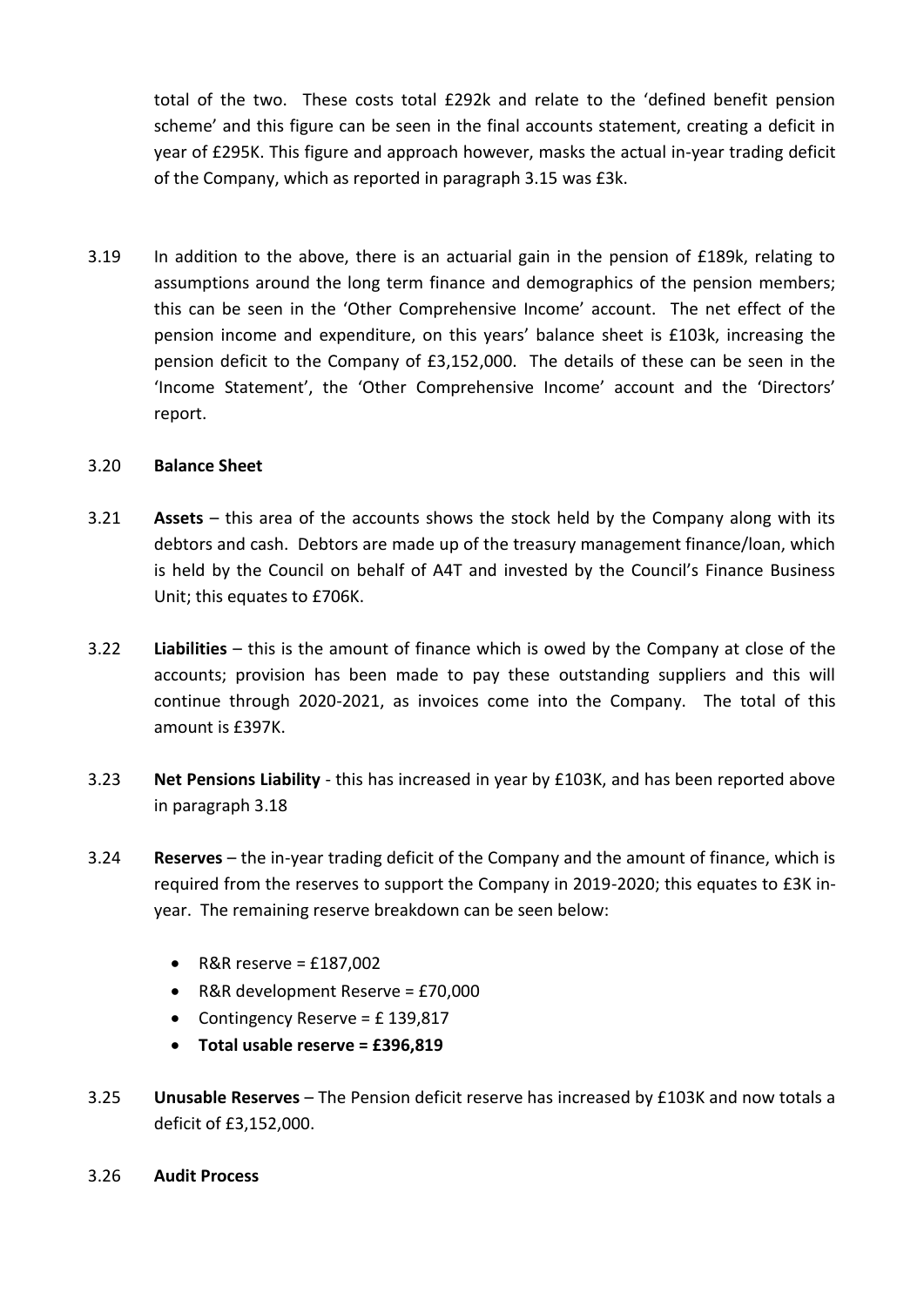total of the two. These costs total £292k and relate to the 'defined benefit pension scheme' and this figure can be seen in the final accounts statement, creating a deficit in year of £295K. This figure and approach however, masks the actual in-year trading deficit of the Company, which as reported in paragraph 3.15 was £3k.

3.19 In addition to the above, there is an actuarial gain in the pension of £189k, relating to assumptions around the long term finance and demographics of the pension members; this can be seen in the 'Other Comprehensive Income' account. The net effect of the pension income and expenditure, on this years' balance sheet is £103k, increasing the pension deficit to the Company of £3,152,000. The details of these can be seen in the 'Income Statement', the 'Other Comprehensive Income' account and the 'Directors' report.

3.20 **Balance Sheet**

3.21 **Assets** – this area of the accounts shows the stock held by the Company along with its debtors and cash. Debtors are made up of the treasury management finance/loan, which is held by the Council on behalf of A4T and invested by the Council's Finance Business Unit; this equates to £706K.

3.22 **Liabilities** – this is the amount of finance which is owed by the Company at close of the accounts; provision has been made to pay these outstanding suppliers and this will continue through 2020-2021, as invoices come into the Company. The total of this amount is £397K.

3.23 **Net Pensions Liability** - this has increased in year by £103K, and has been reported above in paragraph 3.18

3.24 **Reserves** – the in-year trading deficit of the Company and the amount of finance, which is required from the reserves to support the Company in 2019-2020; this equates to £3K in-year. The remaining reserve breakdown can be seen below:

- R&R reserve = £187,002
- R&R development Reserve = £70,000
- Contingency Reserve = £ 139,817
- **Total usable reserve = £396,819**

3.25 **Unusable Reserves** – The Pension deficit reserve has increased by £103K and now totals a deficit of £3,152,000.

3.26 **Audit Process**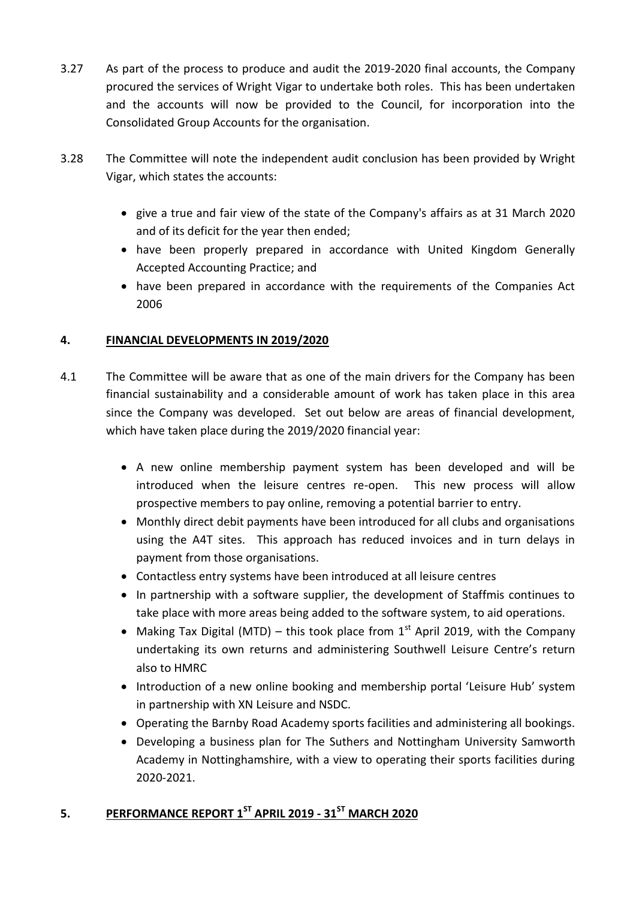3.27 As part of the process to produce and audit the 2019-2020 final accounts, the Company procured the services of Wright Vigar to undertake both roles. This has been undertaken and the accounts will now be provided to the Council, for incorporation into the Consolidated Group Accounts for the organisation.

3.28 The Committee will note the independent audit conclusion has been provided by Wright Vigar, which states the accounts:

- give a true and fair view of the state of the Company's affairs as at 31 March 2020 and of its deficit for the year then ended;
- have been properly prepared in accordance with United Kingdom Generally Accepted Accounting Practice; and
- have been prepared in accordance with the requirements of the Companies Act 2006

## 4. FINANCIAL DEVELOPMENTS IN 2019/2020

4.1 The Committee will be aware that as one of the main drivers for the Company has been financial sustainability and a considerable amount of work has taken place in this area since the Company was developed. Set out below are areas of financial development, which have taken place during the 2019/2020 financial year:

- A new online membership payment system has been developed and will be introduced when the leisure centres re-open. This new process will allow prospective members to pay online, removing a potential barrier to entry.
- Monthly direct debit payments have been introduced for all clubs and organisations using the A4T sites. This approach has reduced invoices and in turn delays in payment from those organisations.
- Contactless entry systems have been introduced at all leisure centres
- In partnership with a software supplier, the development of Staffmis continues to take place with more areas being added to the software system, to aid operations.
- Making Tax Digital (MTD) – this took place from 1st April 2019, with the Company undertaking its own returns and administering Southwell Leisure Centre's return also to HMRC
- Introduction of a new online booking and membership portal 'Leisure Hub' system in partnership with XN Leisure and NSDC.
- Operating the Barnby Road Academy sports facilities and administering all bookings.
- Developing a business plan for The Suthers and Nottingham University Samworth Academy in Nottinghamshire, with a view to operating their sports facilities during 2020-2021.

## 5. PERFORMANCE REPORT 1ST APRIL 2019 - 31ST MARCH 2020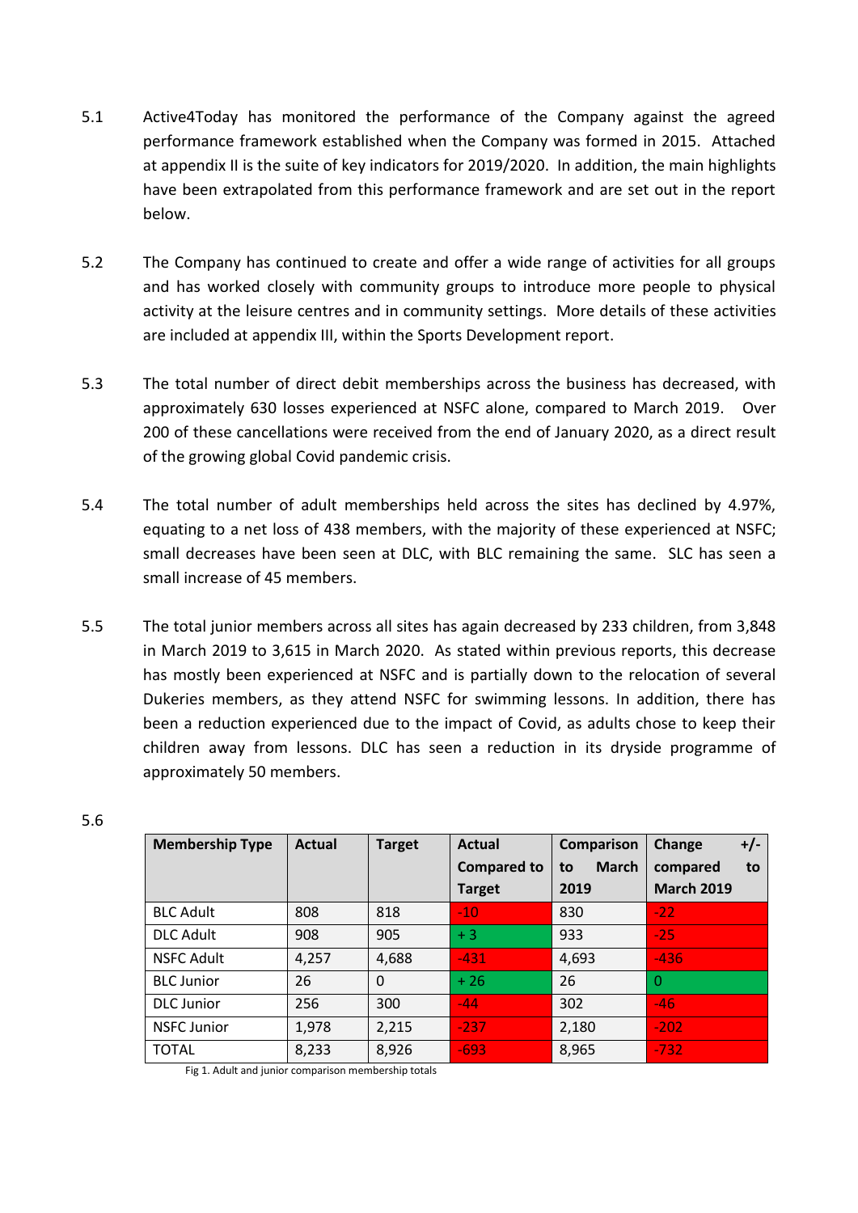5.1 Active4Today has monitored the performance of the Company against the agreed performance framework established when the Company was formed in 2015. Attached at appendix II is the suite of key indicators for 2019/2020. In addition, the main highlights have been extrapolated from this performance framework and are set out in the report below.

5.2 The Company has continued to create and offer a wide range of activities for all groups and has worked closely with community groups to introduce more people to physical activity at the leisure centres and in community settings. More details of these activities are included at appendix III, within the Sports Development report.

5.3 The total number of direct debit memberships across the business has decreased, with approximately 630 losses experienced at NSFC alone, compared to March 2019. Over 200 of these cancellations were received from the end of January 2020, as a direct result of the growing global Covid pandemic crisis.

5.4 The total number of adult memberships held across the sites has declined by 4.97%, equating to a net loss of 438 members, with the majority of these experienced at NSFC; small decreases have been seen at DLC, with BLC remaining the same. SLC has seen a small increase of 45 members.

5.5 The total junior members across all sites has again decreased by 233 children, from 3,848 in March 2019 to 3,615 in March 2020. As stated within previous reports, this decrease has mostly been experienced at NSFC and is partially down to the relocation of several Dukeries members, as they attend NSFC for swimming lessons. In addition, there has been a reduction experienced due to the impact of Covid, as adults chose to keep their children away from lessons. DLC has seen a reduction in its dryside programme of approximately 50 members.

5.6

| Membership Type | Actual | Target | Actual Compared to Target | Comparison to March 2019 | Change +/- compared to March 2019 |
|---|---|---|---|---|---|
| BLC Adult | 808 | 818 | -10 | 830 | -22 |
| DLC Adult | 908 | 905 | + 3 | 933 | -25 |
| NSFC Adult | 4,257 | 4,688 | -431 | 4,693 | -436 |
| BLC Junior | 26 | 0 | + 26 | 26 | 0 |
| DLC Junior | 256 | 300 | -44 | 302 | -46 |
| NSFC Junior | 1,978 | 2,215 | -237 | 2,180 | -202 |
| TOTAL | 8,233 | 8,926 | -693 | 8,965 | -732 |

Fig 1. Adult and junior comparison membership totals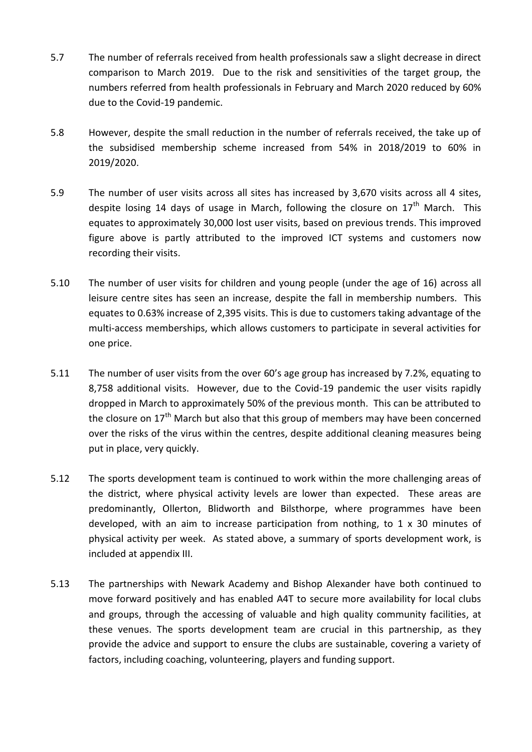5.7 The number of referrals received from health professionals saw a slight decrease in direct comparison to March 2019. Due to the risk and sensitivities of the target group, the numbers referred from health professionals in February and March 2020 reduced by 60% due to the Covid-19 pandemic.

5.8 However, despite the small reduction in the number of referrals received, the take up of the subsidised membership scheme increased from 54% in 2018/2019 to 60% in 2019/2020.

5.9 The number of user visits across all sites has increased by 3,670 visits across all 4 sites, despite losing 14 days of usage in March, following the closure on 17th March. This equates to approximately 30,000 lost user visits, based on previous trends. This improved figure above is partly attributed to the improved ICT systems and customers now recording their visits.

5.10 The number of user visits for children and young people (under the age of 16) across all leisure centre sites has seen an increase, despite the fall in membership numbers. This equates to 0.63% increase of 2,395 visits. This is due to customers taking advantage of the multi-access memberships, which allows customers to participate in several activities for one price.

5.11 The number of user visits from the over 60's age group has increased by 7.2%, equating to 8,758 additional visits. However, due to the Covid-19 pandemic the user visits rapidly dropped in March to approximately 50% of the previous month. This can be attributed to the closure on 17th March but also that this group of members may have been concerned over the risks of the virus within the centres, despite additional cleaning measures being put in place, very quickly.

5.12 The sports development team is continued to work within the more challenging areas of the district, where physical activity levels are lower than expected. These areas are predominantly, Ollerton, Blidworth and Bilsthorpe, where programmes have been developed, with an aim to increase participation from nothing, to 1 x 30 minutes of physical activity per week. As stated above, a summary of sports development work, is included at appendix III.

5.13 The partnerships with Newark Academy and Bishop Alexander have both continued to move forward positively and has enabled A4T to secure more availability for local clubs and groups, through the accessing of valuable and high quality community facilities, at these venues. The sports development team are crucial in this partnership, as they provide the advice and support to ensure the clubs are sustainable, covering a variety of factors, including coaching, volunteering, players and funding support.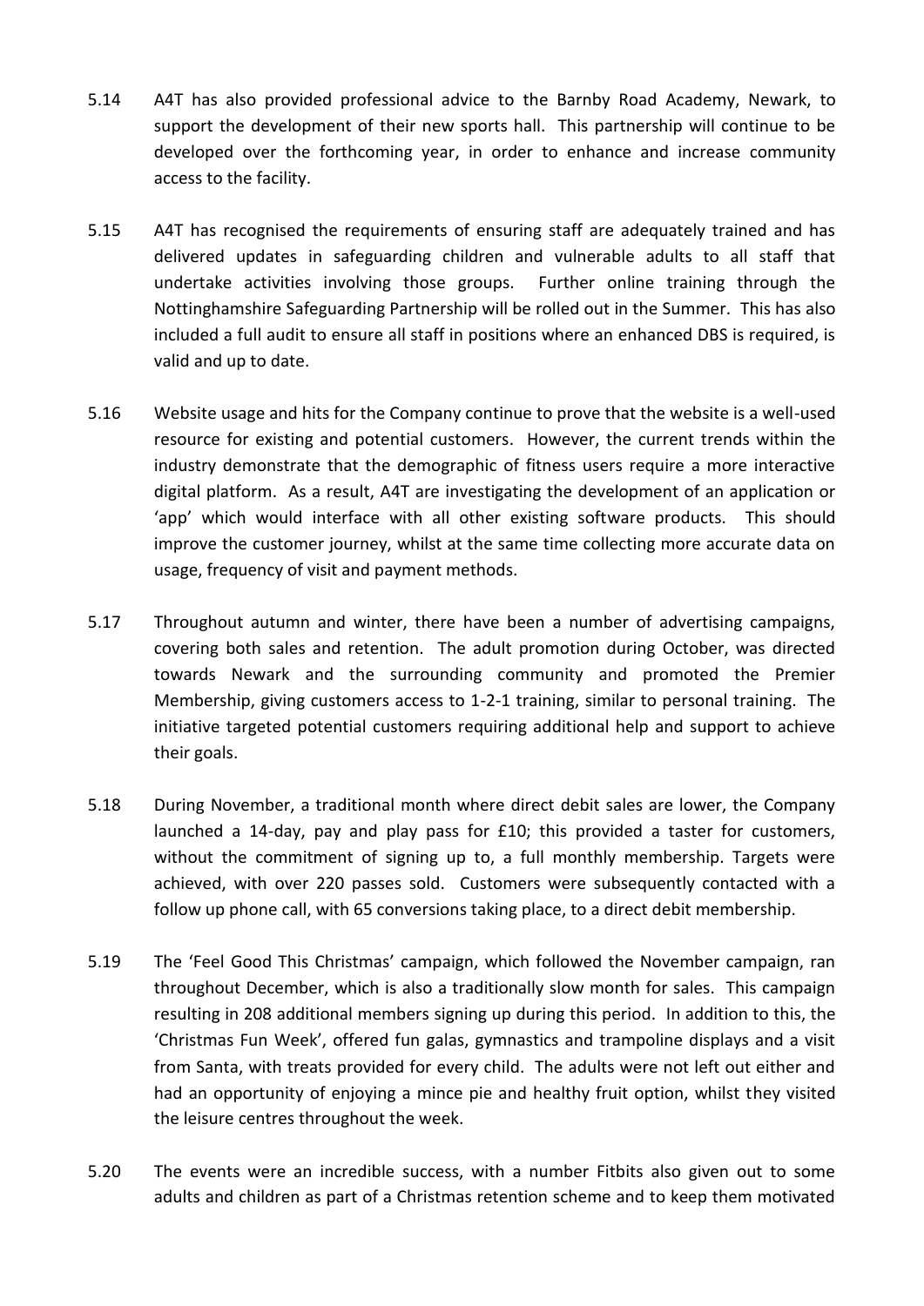5.14 A4T has also provided professional advice to the Barnby Road Academy, Newark, to support the development of their new sports hall. This partnership will continue to be developed over the forthcoming year, in order to enhance and increase community access to the facility.

5.15 A4T has recognised the requirements of ensuring staff are adequately trained and has delivered updates in safeguarding children and vulnerable adults to all staff that undertake activities involving those groups. Further online training through the Nottinghamshire Safeguarding Partnership will be rolled out in the Summer. This has also included a full audit to ensure all staff in positions where an enhanced DBS is required, is valid and up to date.

5.16 Website usage and hits for the Company continue to prove that the website is a well-used resource for existing and potential customers. However, the current trends within the industry demonstrate that the demographic of fitness users require a more interactive digital platform. As a result, A4T are investigating the development of an application or 'app' which would interface with all other existing software products. This should improve the customer journey, whilst at the same time collecting more accurate data on usage, frequency of visit and payment methods.

5.17 Throughout autumn and winter, there have been a number of advertising campaigns, covering both sales and retention. The adult promotion during October, was directed towards Newark and the surrounding community and promoted the Premier Membership, giving customers access to 1-2-1 training, similar to personal training. The initiative targeted potential customers requiring additional help and support to achieve their goals.

5.18 During November, a traditional month where direct debit sales are lower, the Company launched a 14-day, pay and play pass for £10; this provided a taster for customers, without the commitment of signing up to, a full monthly membership. Targets were achieved, with over 220 passes sold. Customers were subsequently contacted with a follow up phone call, with 65 conversions taking place, to a direct debit membership.

5.19 The 'Feel Good This Christmas' campaign, which followed the November campaign, ran throughout December, which is also a traditionally slow month for sales. This campaign resulting in 208 additional members signing up during this period. In addition to this, the 'Christmas Fun Week', offered fun galas, gymnastics and trampoline displays and a visit from Santa, with treats provided for every child. The adults were not left out either and had an opportunity of enjoying a mince pie and healthy fruit option, whilst they visited the leisure centres throughout the week.

5.20 The events were an incredible success, with a number Fitbits also given out to some adults and children as part of a Christmas retention scheme and to keep them motivated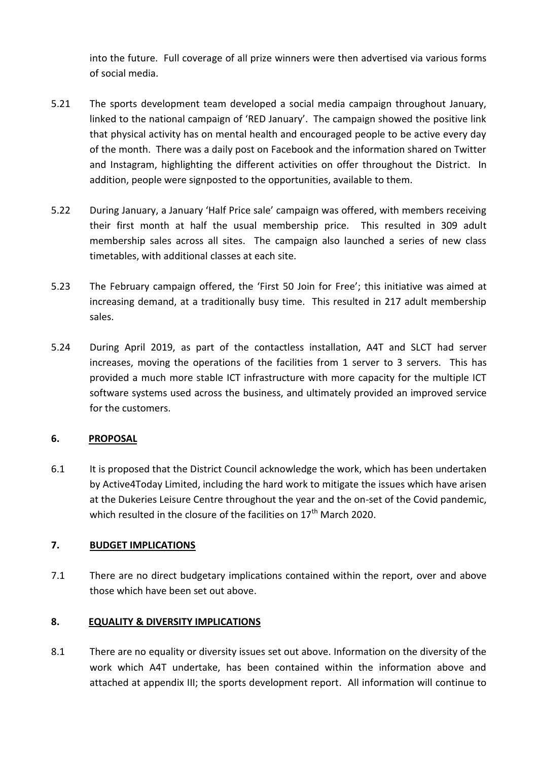into the future. Full coverage of all prize winners were then advertised via various forms of social media.

5.21 The sports development team developed a social media campaign throughout January, linked to the national campaign of 'RED January'. The campaign showed the positive link that physical activity has on mental health and encouraged people to be active every day of the month. There was a daily post on Facebook and the information shared on Twitter and Instagram, highlighting the different activities on offer throughout the District. In addition, people were signposted to the opportunities, available to them.

5.22 During January, a January 'Half Price sale' campaign was offered, with members receiving their first month at half the usual membership price. This resulted in 309 adult membership sales across all sites. The campaign also launched a series of new class timetables, with additional classes at each site.

5.23 The February campaign offered, the 'First 50 Join for Free'; this initiative was aimed at increasing demand, at a traditionally busy time. This resulted in 217 adult membership sales.

5.24 During April 2019, as part of the contactless installation, A4T and SLCT had server increases, moving the operations of the facilities from 1 server to 3 servers. This has provided a much more stable ICT infrastructure with more capacity for the multiple ICT software systems used across the business, and ultimately provided an improved service for the customers.

## 6. PROPOSAL

6.1 It is proposed that the District Council acknowledge the work, which has been undertaken by Active4Today Limited, including the hard work to mitigate the issues which have arisen at the Dukeries Leisure Centre throughout the year and the on-set of the Covid pandemic, which resulted in the closure of the facilities on 17th March 2020.

## 7. BUDGET IMPLICATIONS

7.1 There are no direct budgetary implications contained within the report, over and above those which have been set out above.

## 8. EQUALITY & DIVERSITY IMPLICATIONS

8.1 There are no equality or diversity issues set out above. Information on the diversity of the work which A4T undertake, has been contained within the information above and attached at appendix III; the sports development report. All information will continue to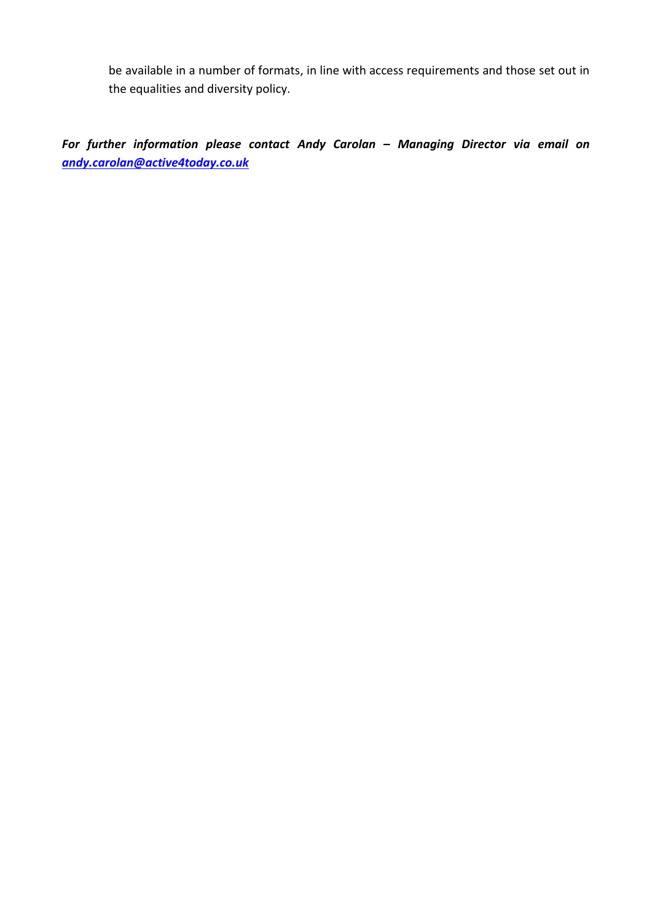be available in a number of formats, in line with access requirements and those set out in the equalities and diversity policy.

***For further information please contact Andy Carolan – Managing Director via email on [andy.carolan@active4today.co.uk](mailto:andy.carolan@active4today.co.uk)***